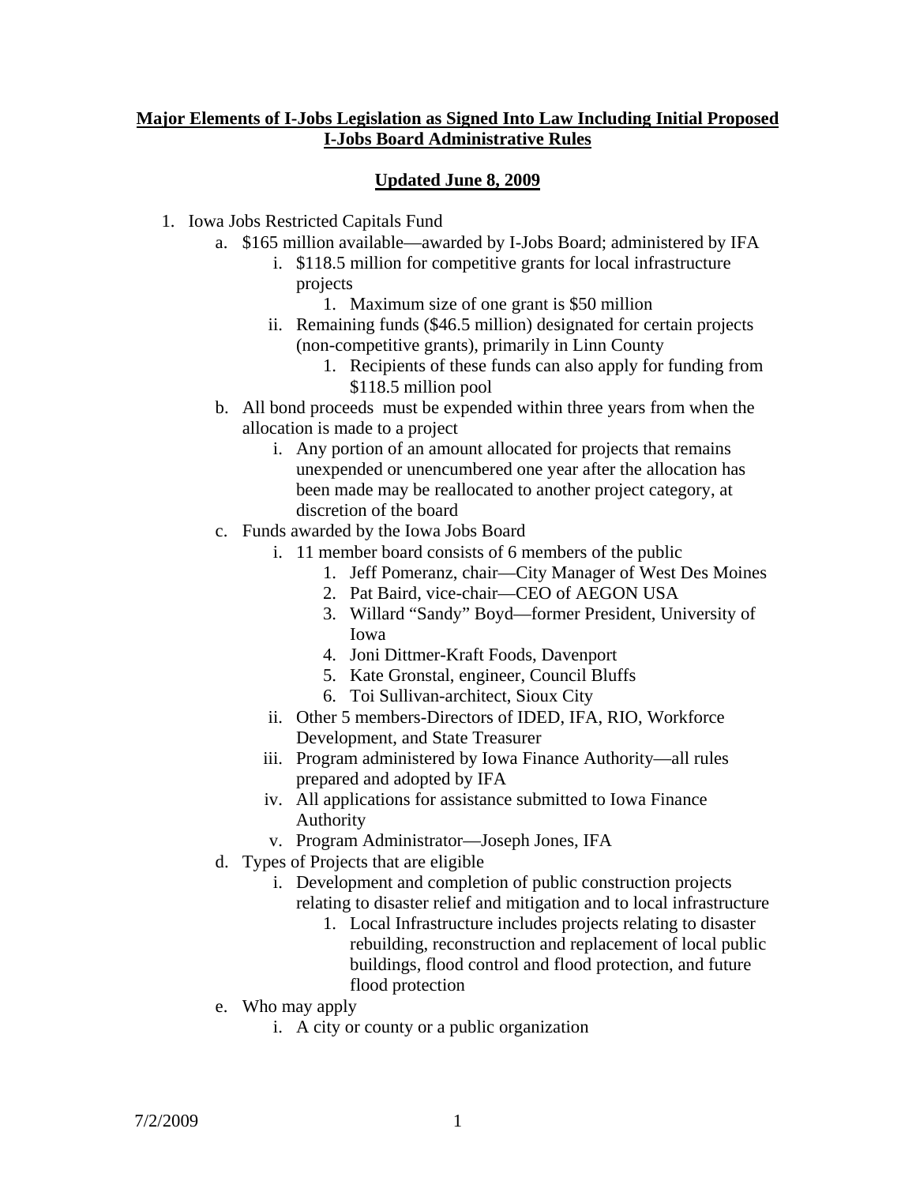**Major Elements of I-Jobs Legislation as Signed Into Law Including Initial Proposed I-Jobs Board Administrative Rules**

**Updated June 8, 2009**

1. Iowa Jobs Restricted Capitals Fund
   a. $165 million available—awarded by I-Jobs Board; administered by IFA
      i. $118.5 million for competitive grants for local infrastructure projects
         1. Maximum size of one grant is $50 million
      ii. Remaining funds ($46.5 million) designated for certain projects (non-competitive grants), primarily in Linn County
         1. Recipients of these funds can also apply for funding from $118.5 million pool
   b. All bond proceeds must be expended within three years from when the allocation is made to a project
      i. Any portion of an amount allocated for projects that remains unexpended or unencumbered one year after the allocation has been made may be reallocated to another project category, at discretion of the board
   c. Funds awarded by the Iowa Jobs Board
      i. 11 member board consists of 6 members of the public
         1. Jeff Pomeranz, chair—City Manager of West Des Moines
         2. Pat Baird, vice-chair—CEO of AEGON USA
         3. Willard "Sandy" Boyd—former President, University of Iowa
         4. Joni Dittmer-Kraft Foods, Davenport
         5. Kate Gronstal, engineer, Council Bluffs
         6. Toi Sullivan-architect, Sioux City
      ii. Other 5 members-Directors of IDED, IFA, RIO, Workforce Development, and State Treasurer
      iii. Program administered by Iowa Finance Authority—all rules prepared and adopted by IFA
      iv. All applications for assistance submitted to Iowa Finance Authority
      v. Program Administrator—Joseph Jones, IFA
   d. Types of Projects that are eligible
      i. Development and completion of public construction projects relating to disaster relief and mitigation and to local infrastructure
         1. Local Infrastructure includes projects relating to disaster rebuilding, reconstruction and replacement of local public buildings, flood control and flood protection, and future flood protection
   e. Who may apply
      i. A city or county or a public organization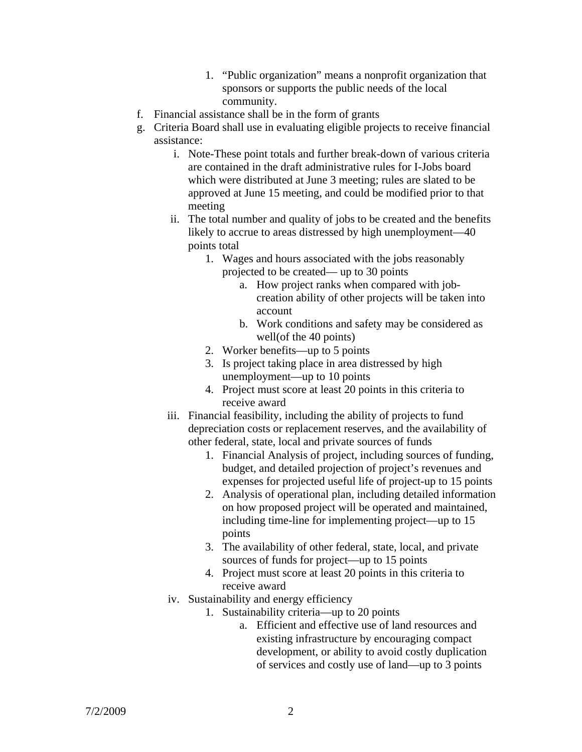1. “Public organization” means a nonprofit organization that sponsors or supports the public needs of the local community.

f. Financial assistance shall be in the form of grants

g. Criteria Board shall use in evaluating eligible projects to receive financial assistance:

   i. Note-These point totals and further break-down of various criteria are contained in the draft administrative rules for I-Jobs board which were distributed at June 3 meeting; rules are slated to be approved at June 15 meeting, and could be modified prior to that meeting

   ii. The total number and quality of jobs to be created and the benefits likely to accrue to areas distressed by high unemployment—40 points total

      1. Wages and hours associated with the jobs reasonably projected to be created— up to 30 points
         a. How project ranks when compared with job-creation ability of other projects will be taken into account
         b. Work conditions and safety may be considered as well(of the 40 points)
      2. Worker benefits—up to 5 points
      3. Is project taking place in area distressed by high unemployment—up to 10 points
      4. Project must score at least 20 points in this criteria to receive award

   iii. Financial feasibility, including the ability of projects to fund depreciation costs or replacement reserves, and the availability of other federal, state, local and private sources of funds

      1. Financial Analysis of project, including sources of funding, budget, and detailed projection of project’s revenues and expenses for projected useful life of project-up to 15 points
      2. Analysis of operational plan, including detailed information on how proposed project will be operated and maintained, including time-line for implementing project—up to 15 points
      3. The availability of other federal, state, local, and private sources of funds for project—up to 15 points
      4. Project must score at least 20 points in this criteria to receive award

   iv. Sustainability and energy efficiency

      1. Sustainability criteria—up to 20 points
         a. Efficient and effective use of land resources and existing infrastructure by encouraging compact development, or ability to avoid costly duplication of services and costly use of land—up to 3 points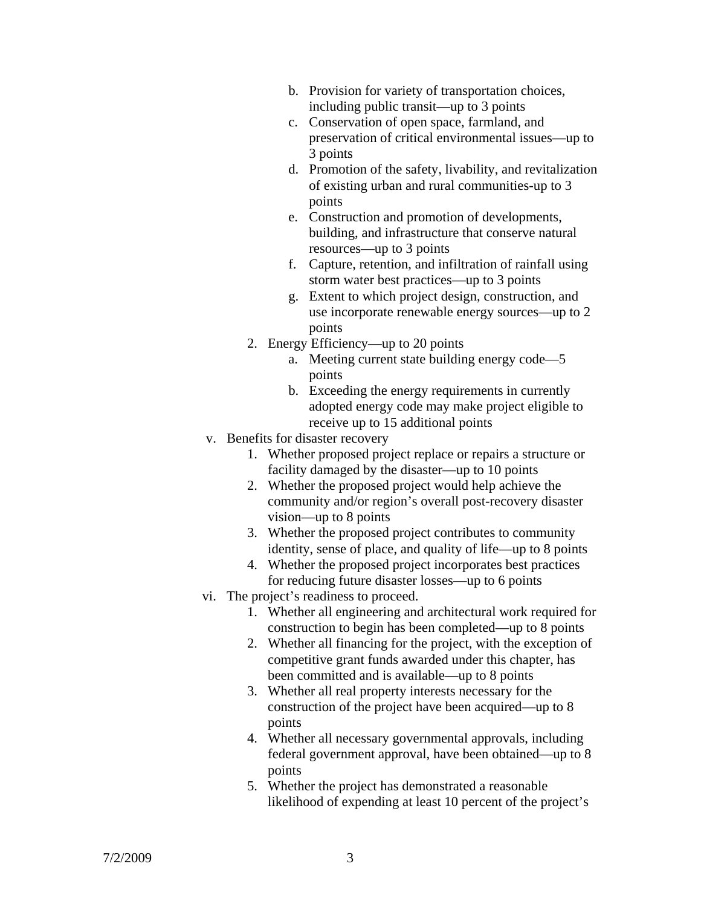b. Provision for variety of transportation choices, including public transit—up to 3 points
c. Conservation of open space, farmland, and preservation of critical environmental issues—up to 3 points
d. Promotion of the safety, livability, and revitalization of existing urban and rural communities-up to 3 points
e. Construction and promotion of developments, building, and infrastructure that conserve natural resources—up to 3 points
f. Capture, retention, and infiltration of rainfall using storm water best practices—up to 3 points
g. Extent to which project design, construction, and use incorporate renewable energy sources—up to 2 points

2. Energy Efficiency—up to 20 points
   a. Meeting current state building energy code—5 points
   b. Exceeding the energy requirements in currently adopted energy code may make project eligible to receive up to 15 additional points

v. Benefits for disaster recovery
   1. Whether proposed project replace or repairs a structure or facility damaged by the disaster—up to 10 points
   2. Whether the proposed project would help achieve the community and/or region's overall post-recovery disaster vision—up to 8 points
   3. Whether the proposed project contributes to community identity, sense of place, and quality of life—up to 8 points
   4. Whether the proposed project incorporates best practices for reducing future disaster losses—up to 6 points

vi. The project's readiness to proceed.
   1. Whether all engineering and architectural work required for construction to begin has been completed—up to 8 points
   2. Whether all financing for the project, with the exception of competitive grant funds awarded under this chapter, has been committed and is available—up to 8 points
   3. Whether all real property interests necessary for the construction of the project have been acquired—up to 8 points
   4. Whether all necessary governmental approvals, including federal government approval, have been obtained—up to 8 points
   5. Whether the project has demonstrated a reasonable likelihood of expending at least 10 percent of the project's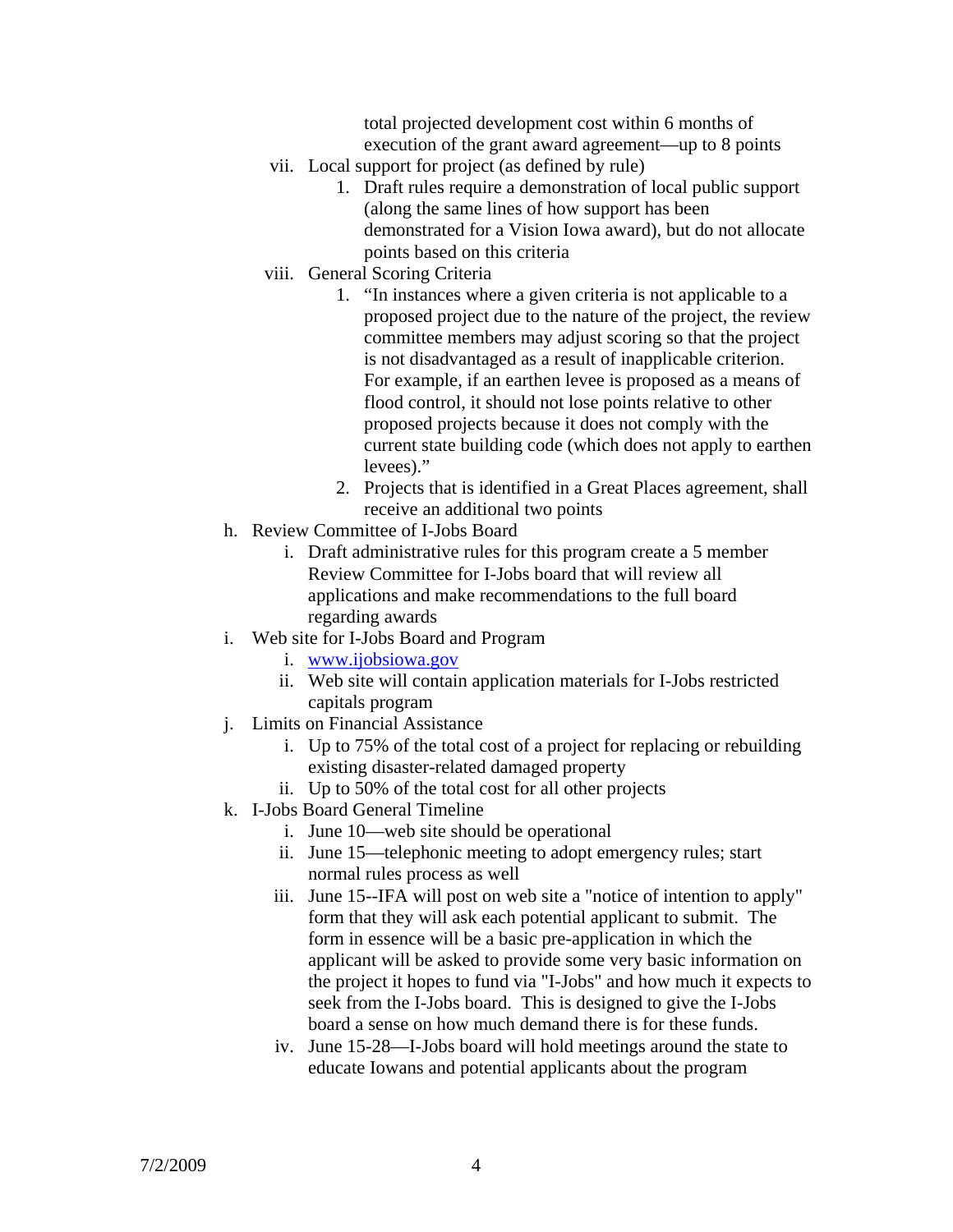total projected development cost within 6 months of execution of the grant award agreement—up to 8 points

vii. Local support for project (as defined by rule)
    1. Draft rules require a demonstration of local public support (along the same lines of how support has been demonstrated for a Vision Iowa award), but do not allocate points based on this criteria

viii. General Scoring Criteria
    1. "In instances where a given criteria is not applicable to a proposed project due to the nature of the project, the review committee members may adjust scoring so that the project is not disadvantaged as a result of inapplicable criterion. For example, if an earthen levee is proposed as a means of flood control, it should not lose points relative to other proposed projects because it does not comply with the current state building code (which does not apply to earthen levees)."
    2. Projects that is identified in a Great Places agreement, shall receive an additional two points

h. Review Committee of I-Jobs Board
    i. Draft administrative rules for this program create a 5 member Review Committee for I-Jobs board that will review all applications and make recommendations to the full board regarding awards

i. Web site for I-Jobs Board and Program
    i. www.ijobsiowa.gov
    ii. Web site will contain application materials for I-Jobs restricted capitals program

j. Limits on Financial Assistance
    i. Up to 75% of the total cost of a project for replacing or rebuilding existing disaster-related damaged property
    ii. Up to 50% of the total cost for all other projects

k. I-Jobs Board General Timeline
    i. June 10—web site should be operational
    ii. June 15—telephonic meeting to adopt emergency rules; start normal rules process as well
    iii. June 15--IFA will post on web site a "notice of intention to apply" form that they will ask each potential applicant to submit. The form in essence will be a basic pre-application in which the applicant will be asked to provide some very basic information on the project it hopes to fund via "I-Jobs" and how much it expects to seek from the I-Jobs board. This is designed to give the I-Jobs board a sense on how much demand there is for these funds.
    iv. June 15-28—I-Jobs board will hold meetings around the state to educate Iowans and potential applicants about the program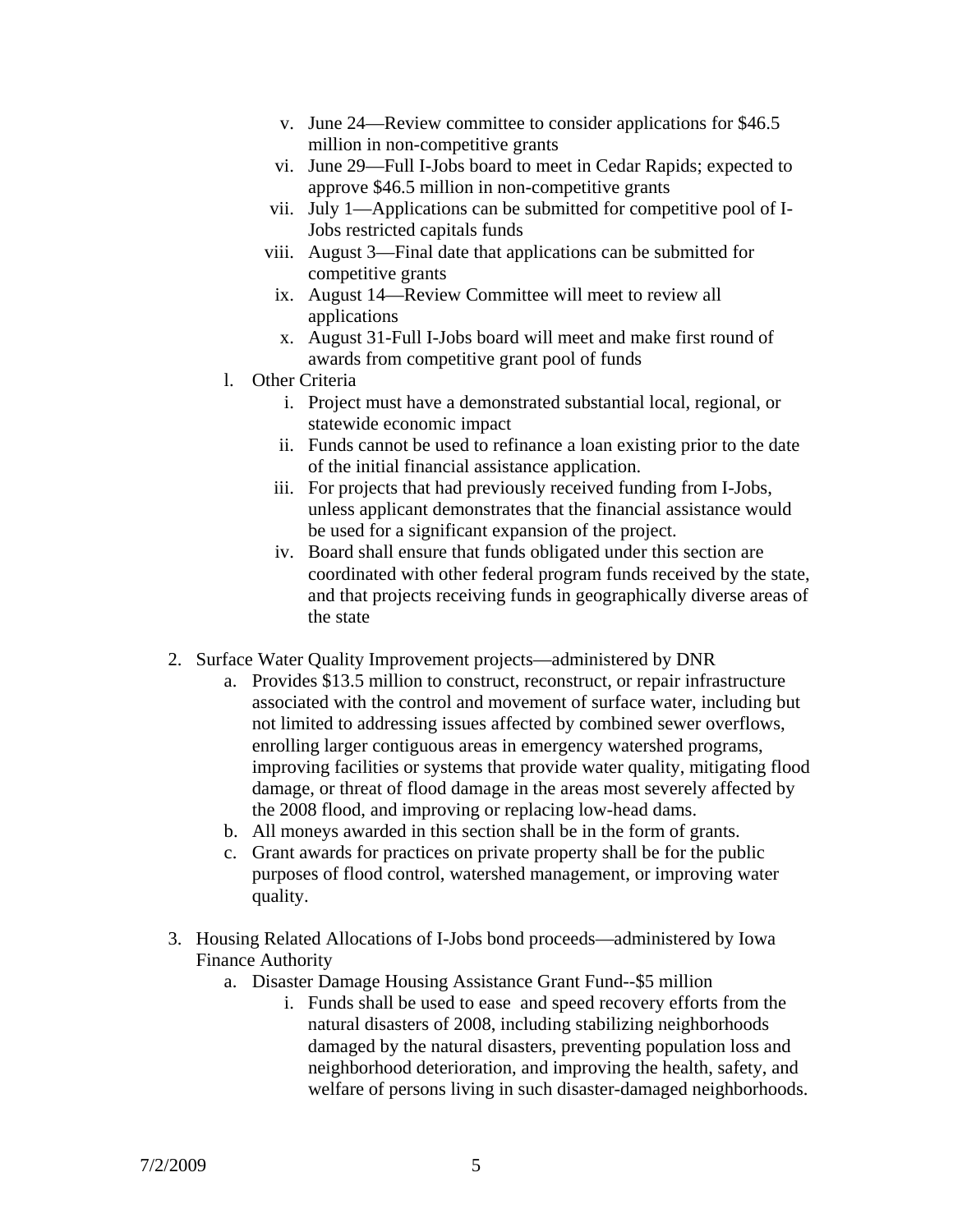- v. June 24—Review committee to consider applications for $46.5 million in non-competitive grants
- vi. June 29—Full I-Jobs board to meet in Cedar Rapids; expected to approve $46.5 million in non-competitive grants
- vii. July 1—Applications can be submitted for competitive pool of I-Jobs restricted capitals funds
- viii. August 3—Final date that applications can be submitted for competitive grants
- ix. August 14—Review Committee will meet to review all applications
- x. August 31-Full I-Jobs board will meet and make first round of awards from competitive grant pool of funds

l. Other Criteria
- i. Project must have a demonstrated substantial local, regional, or statewide economic impact
- ii. Funds cannot be used to refinance a loan existing prior to the date of the initial financial assistance application.
- iii. For projects that had previously received funding from I-Jobs, unless applicant demonstrates that the financial assistance would be used for a significant expansion of the project.
- iv. Board shall ensure that funds obligated under this section are coordinated with other federal program funds received by the state, and that projects receiving funds in geographically diverse areas of the state

2. Surface Water Quality Improvement projects—administered by DNR
   - a. Provides $13.5 million to construct, reconstruct, or repair infrastructure associated with the control and movement of surface water, including but not limited to addressing issues affected by combined sewer overflows, enrolling larger contiguous areas in emergency watershed programs, improving facilities or systems that provide water quality, mitigating flood damage, or threat of flood damage in the areas most severely affected by the 2008 flood, and improving or replacing low-head dams.
   - b. All moneys awarded in this section shall be in the form of grants.
   - c. Grant awards for practices on private property shall be for the public purposes of flood control, watershed management, or improving water quality.

3. Housing Related Allocations of I-Jobs bond proceeds—administered by Iowa Finance Authority
   - a. Disaster Damage Housing Assistance Grant Fund--$5 million
     - i. Funds shall be used to ease and speed recovery efforts from the natural disasters of 2008, including stabilizing neighborhoods damaged by the natural disasters, preventing population loss and neighborhood deterioration, and improving the health, safety, and welfare of persons living in such disaster-damaged neighborhoods.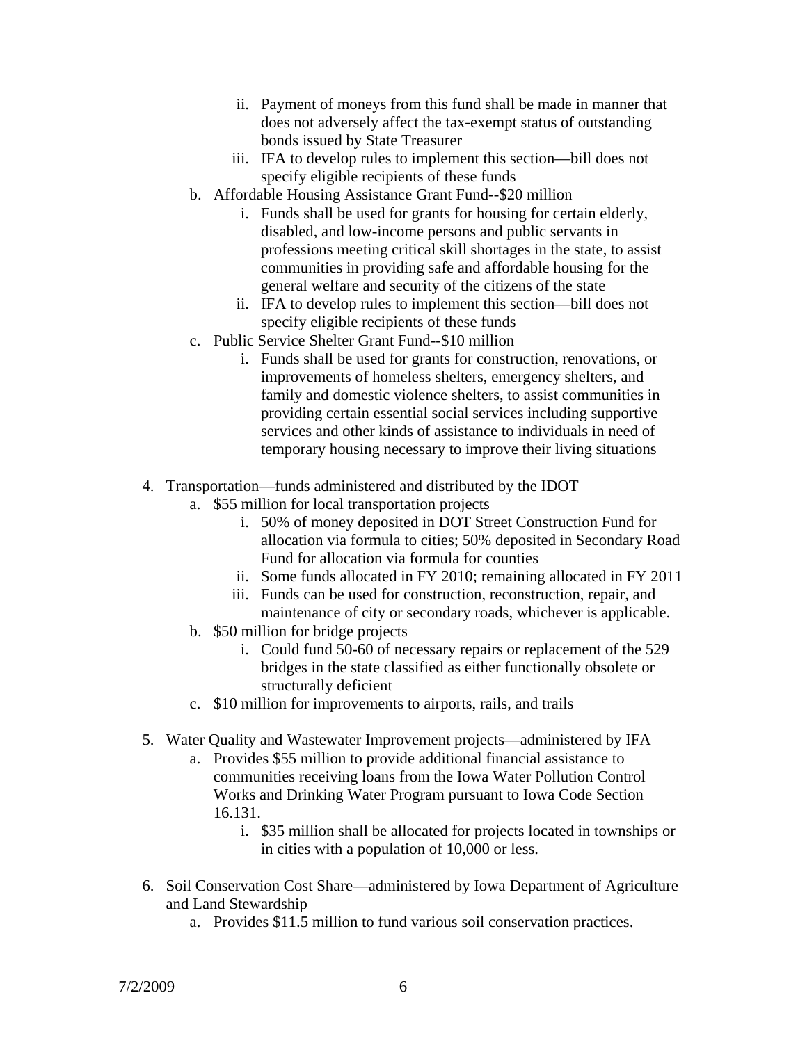- ii. Payment of moneys from this fund shall be made in manner that does not adversely affect the tax-exempt status of outstanding bonds issued by State Treasurer
   - iii. IFA to develop rules to implement this section—bill does not specify eligible recipients of these funds

b. Affordable Housing Assistance Grant Fund--$20 million
   - i. Funds shall be used for grants for housing for certain elderly, disabled, and low-income persons and public servants in professions meeting critical skill shortages in the state, to assist communities in providing safe and affordable housing for the general welfare and security of the citizens of the state
   - ii. IFA to develop rules to implement this section—bill does not specify eligible recipients of these funds

c. Public Service Shelter Grant Fund--$10 million
   - i. Funds shall be used for grants for construction, renovations, or improvements of homeless shelters, emergency shelters, and family and domestic violence shelters, to assist communities in providing certain essential social services including supportive services and other kinds of assistance to individuals in need of temporary housing necessary to improve their living situations

4. Transportation—funds administered and distributed by the IDOT
   - a. $55 million for local transportation projects
     - i. 50% of money deposited in DOT Street Construction Fund for allocation via formula to cities; 50% deposited in Secondary Road Fund for allocation via formula for counties
     - ii. Some funds allocated in FY 2010; remaining allocated in FY 2011
     - iii. Funds can be used for construction, reconstruction, repair, and maintenance of city or secondary roads, whichever is applicable.
   - b. $50 million for bridge projects
     - i. Could fund 50-60 of necessary repairs or replacement of the 529 bridges in the state classified as either functionally obsolete or structurally deficient
   - c. $10 million for improvements to airports, rails, and trails

5. Water Quality and Wastewater Improvement projects—administered by IFA
   - a. Provides $55 million to provide additional financial assistance to communities receiving loans from the Iowa Water Pollution Control Works and Drinking Water Program pursuant to Iowa Code Section 16.131.
     - i. $35 million shall be allocated for projects located in townships or in cities with a population of 10,000 or less.

6. Soil Conservation Cost Share—administered by Iowa Department of Agriculture and Land Stewardship
   - a. Provides $11.5 million to fund various soil conservation practices.

7/2/2009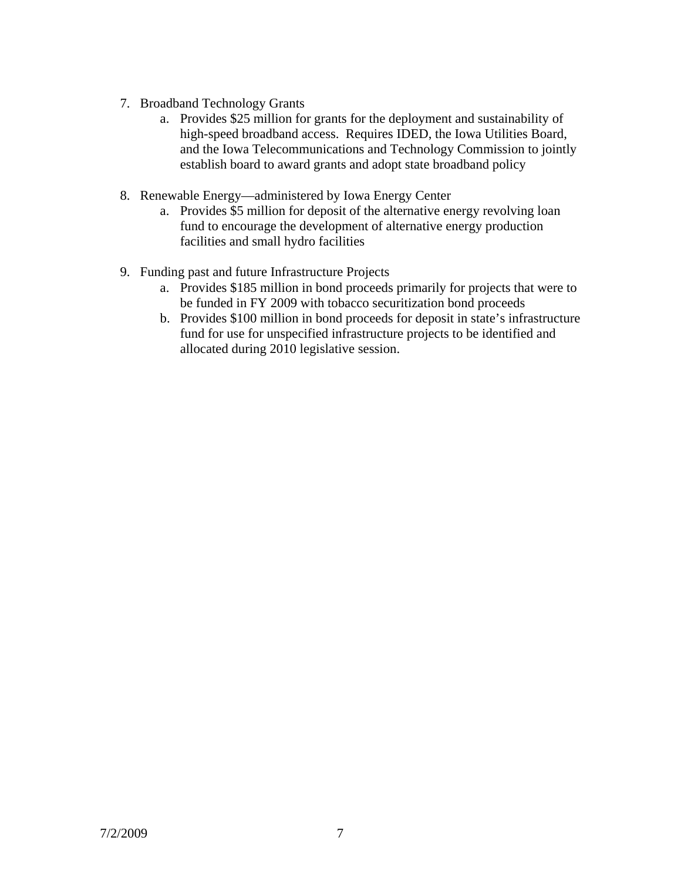7. Broadband Technology Grants
    a. Provides $25 million for grants for the deployment and sustainability of high-speed broadband access. Requires IDED, the Iowa Utilities Board, and the Iowa Telecommunications and Technology Commission to jointly establish board to award grants and adopt state broadband policy

8. Renewable Energy—administered by Iowa Energy Center
    a. Provides $5 million for deposit of the alternative energy revolving loan fund to encourage the development of alternative energy production facilities and small hydro facilities

9. Funding past and future Infrastructure Projects
    a. Provides $185 million in bond proceeds primarily for projects that were to be funded in FY 2009 with tobacco securitization bond proceeds
    b. Provides $100 million in bond proceeds for deposit in state's infrastructure fund for use for unspecified infrastructure projects to be identified and allocated during 2010 legislative session.